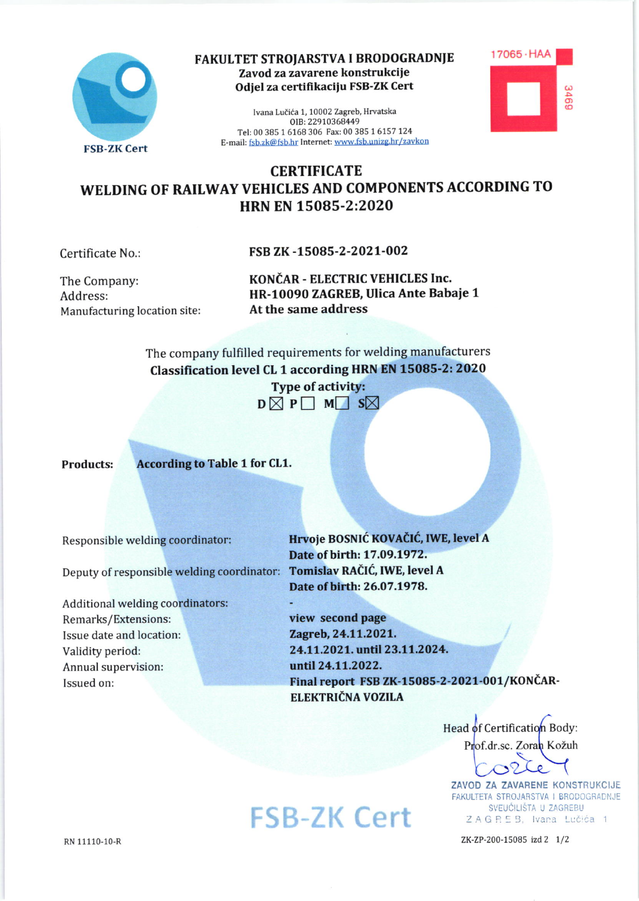FSB-ZK Cert

**FAKULTET STROJARSTVA I BRODOGRADNJE**
**Zavod za zavarene konstrukcije**
**Odjel za certifikaciju FSB-ZK Cert**

Ivana Lučića 1, 10002 Zagreb, Hrvatska
OIB: 22910368449
Tel: 00 385 1 6168 306 Fax: 00 385 1 6157 124
E-mail: fsb.zk@fsb.hr Internet: www.fsb.unizg.hr/zavkon

17065 · HAA
3469

# CERTIFICATE
## WELDING OF RAILWAY VEHICLES AND COMPONENTS ACCORDING TO HRN EN 15085-2:2020

| | |
|---|---|
| Certificate No.: | **FSB ZK -15085-2-2021-002** |
| The Company: | **KONČAR - ELECTRIC VEHICLES Inc.** |
| Address: | **HR-10090 ZAGREB, Ulica Ante Babaje 1** |
| Manufacturing location site: | **At the same address** |

The company fulfilled requirements for welding manufacturers
**Classification level CL 1 according HRN EN 15085-2: 2020**
**Type of activity:**
D ☒ P ☐ M ☐ S ☒

**Products:** **According to Table 1 for CL1.**

| | |
|---|---|
| Responsible welding coordinator: | **Hrvoje BOSNIĆ KOVAČIĆ, IWE, level A**<br>**Date of birth: 17.09.1972.** |
| Deputy of responsible welding coordinator: | **Tomislav RAČIĆ, IWE, level A**<br>**Date of birth: 26.07.1978.** |
| Additional welding coordinators: | **-** |
| Remarks/Extensions: | **view second page** |
| Issue date and location: | **Zagreb, 24.11.2021.** |
| Validity period: | **24.11.2021. until 23.11.2024.** |
| Annual supervision: | **until 24.11.2022.** |
| Issued on: | **Final report FSB ZK-15085-2-2021-001/KONČAR-ELEKTRIČNA VOZILA** |

Head of Certification Body:
Prof.dr.sc. Zoran Kožuh

ZAVOD ZA ZAVARENE KONSTRUKCIJE
FAKULTETA STROJARSTVA I BRODOGRADNJE
SVEUČILIŠTA U ZAGREBU
ZAGREB, Ivana Lučića 1

FSB-ZK Cert

RN 11110-10-R

ZK-ZP-200-15085 izd 2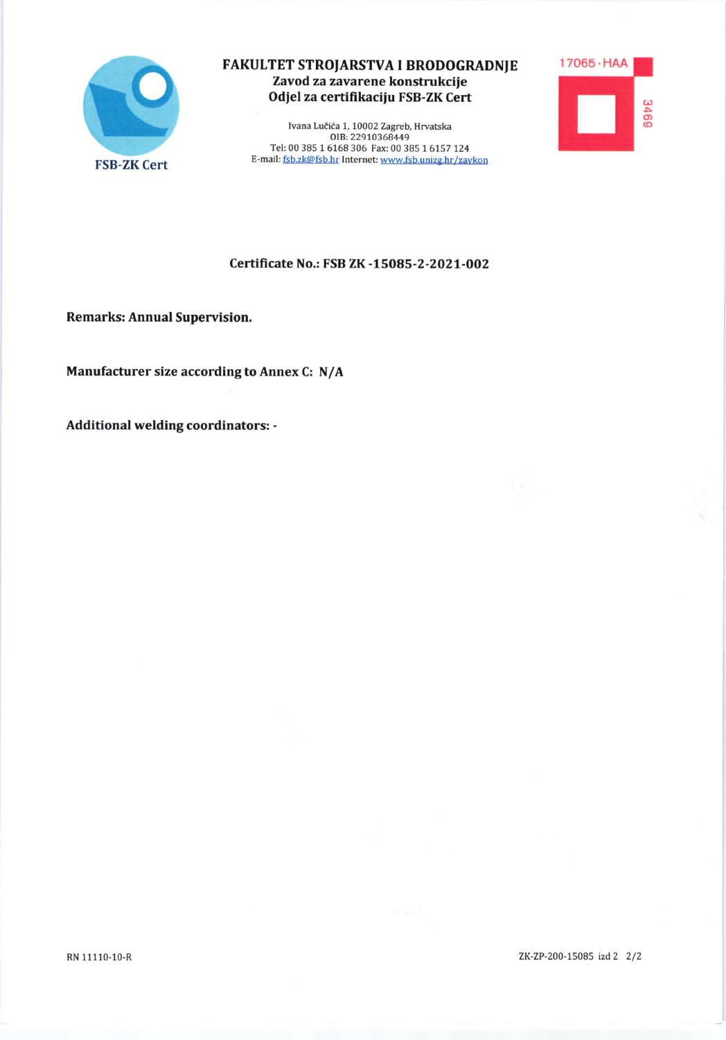FSB-ZK Cert

**FAKULTET STROJARSTVA I BRODOGRADNJE**
**Zavod za zavarene konstrukcije**
**Odjel za certifikaciju FSB-ZK Cert**

Ivana Lučića 1, 10002 Zagreb, Hrvatska
OIB: 22910368449
Tel: 00 385 1 6168 306 Fax: 00 385 1 6157 124
E-mail: fsb.zk@fsb.hr Internet: www.fsb.unizg.hr/zavkon

17065 · HAA
3469

**Certificate No.: FSB ZK -15085-2-2021-002**

**Remarks: Annual Supervision.**

**Manufacturer size according to Annex C: N/A**

**Additional welding coordinators: -**

RN 11110-10-R

ZK-ZP-200-15085 izd 2